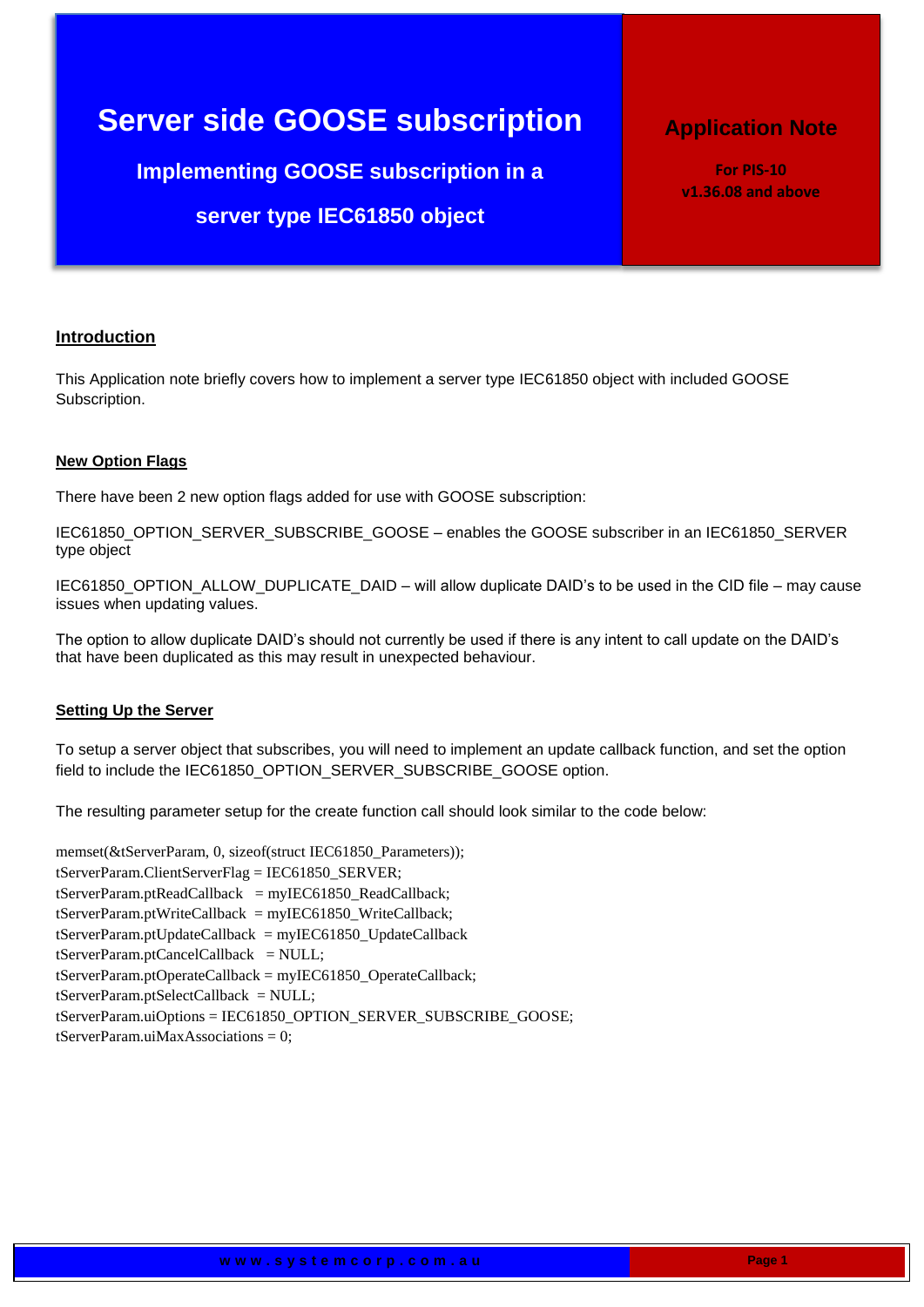# Server side GOOSE subscription

## Implementing GOOSE subscription in a server type IEC61850 object

**Application Note**

**For PIS-10 v1.36.08 and above**

## Introduction

This Application note briefly covers how to implement a server type IEC61850 object with included GOOSE Subscription.

### New Option Flags

There have been 2 new option flags added for use with GOOSE subscription:

IEC61850_OPTION_SERVER_SUBSCRIBE_GOOSE – enables the GOOSE subscriber in an IEC61850_SERVER type object

IEC61850_OPTION_ALLOW_DUPLICATE_DAID – will allow duplicate DAID's to be used in the CID file – may cause issues when updating values.

The option to allow duplicate DAID's should not currently be used if there is any intent to call update on the DAID's that have been duplicated as this may result in unexpected behaviour.

### Setting Up the Server

To setup a server object that subscribes, you will need to implement an update callback function, and set the option field to include the IEC61850_OPTION_SERVER_SUBSCRIBE_GOOSE option.

The resulting parameter setup for the create function call should look similar to the code below:

```
memset(&tServerParam, 0, sizeof(struct IEC61850_Parameters));
tServerParam.ClientServerFlag = IEC61850_SERVER;
tServerParam.ptReadCallback   = myIEC61850_ReadCallback;
tServerParam.ptWriteCallback  = myIEC61850_WriteCallback;
tServerParam.ptUpdateCallback  = myIEC61850_UpdateCallback
tServerParam.ptCancelCallback   = NULL;
tServerParam.ptOperateCallback = myIEC61850_OperateCallback;
tServerParam.ptSelectCallback  = NULL;
tServerParam.uiOptions = IEC61850_OPTION_SERVER_SUBSCRIBE_GOOSE;
tServerParam.uiMaxAssociations = 0;
```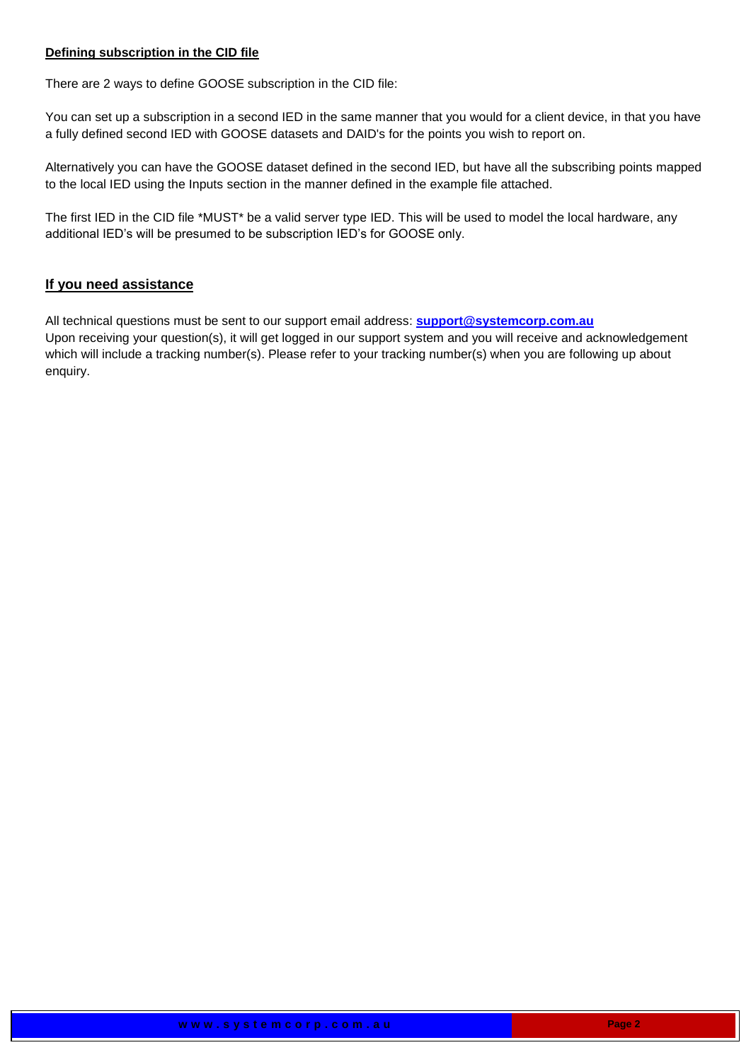**Defining subscription in the CID file**

There are 2 ways to define GOOSE subscription in the CID file:

You can set up a subscription in a second IED in the same manner that you would for a client device, in that you have a fully defined second IED with GOOSE datasets and DAID's for the points you wish to report on.

Alternatively you can have the GOOSE dataset defined in the second IED, but have all the subscribing points mapped to the local IED using the Inputs section in the manner defined in the example file attached.

The first IED in the CID file *MUST* be a valid server type IED. This will be used to model the local hardware, any additional IED's will be presumed to be subscription IED's for GOOSE only.

## If you need assistance

All technical questions must be sent to our support email address: **support@systemcorp.com.au**
Upon receiving your question(s), it will get logged in our support system and you will receive and acknowledgement which will include a tracking number(s). Please refer to your tracking number(s) when you are following up about enquiry.